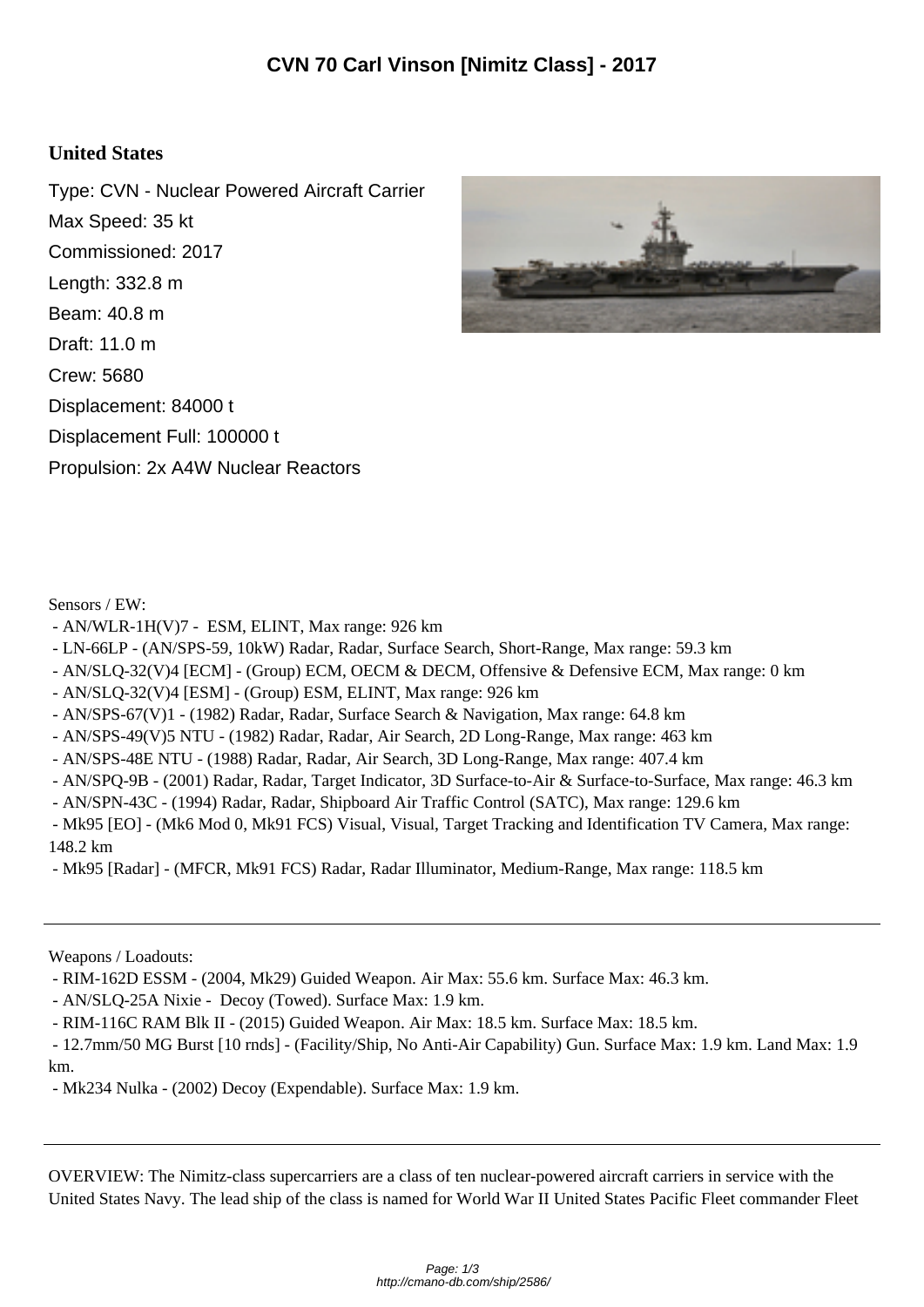# CVN 70 Carl Vinson [Nimitz Class] - 2017

## United States

Type: CVN - Nuclear Powered Aircraft Carrier

Max Speed: 35 kt

Commissioned: 2017

Length: 332.8 m

Beam: 40.8 m

Draft: 11.0 m

Crew: 5680

Displacement: 84000 t

Displacement Full: 100000 t

Propulsion: 2x A4W Nuclear Reactors

Sensors / EW:

- AN/WLR-1H(V)7 - ESM, ELINT, Max range: 926 km
- LN-66LP - (AN/SPS-59, 10kW) Radar, Radar, Surface Search, Short-Range, Max range: 59.3 km
- AN/SLQ-32(V)4 [ECM] - (Group) ECM, OECM & DECM, Offensive & Defensive ECM, Max range: 0 km
- AN/SLQ-32(V)4 [ESM] - (Group) ESM, ELINT, Max range: 926 km
- AN/SPS-67(V)1 - (1982) Radar, Radar, Surface Search & Navigation, Max range: 64.8 km
- AN/SPS-49(V)5 NTU - (1982) Radar, Radar, Air Search, 2D Long-Range, Max range: 463 km
- AN/SPS-48E NTU - (1988) Radar, Radar, Air Search, 3D Long-Range, Max range: 407.4 km
- AN/SPQ-9B - (2001) Radar, Radar, Target Indicator, 3D Surface-to-Air & Surface-to-Surface, Max range: 46.3 km
- AN/SPN-43C - (1994) Radar, Radar, Shipboard Air Traffic Control (SATC), Max range: 129.6 km
- Mk95 [EO] - (Mk6 Mod 0, Mk91 FCS) Visual, Visual, Target Tracking and Identification TV Camera, Max range: 148.2 km
- Mk95 [Radar] - (MFCR, Mk91 FCS) Radar, Radar Illuminator, Medium-Range, Max range: 118.5 km

---

Weapons / Loadouts:

- RIM-162D ESSM - (2004, Mk29) Guided Weapon. Air Max: 55.6 km. Surface Max: 46.3 km.
- AN/SLQ-25A Nixie - Decoy (Towed). Surface Max: 1.9 km.
- RIM-116C RAM Blk II - (2015) Guided Weapon. Air Max: 18.5 km. Surface Max: 18.5 km.
- 12.7mm/50 MG Burst [10 rnds] - (Facility/Ship, No Anti-Air Capability) Gun. Surface Max: 1.9 km. Land Max: 1.9 km.
- Mk234 Nulka - (2002) Decoy (Expendable). Surface Max: 1.9 km.

---

OVERVIEW: The Nimitz-class supercarriers are a class of ten nuclear-powered aircraft carriers in service with the United States Navy. The lead ship of the class is named for World War II United States Pacific Fleet commander Fleet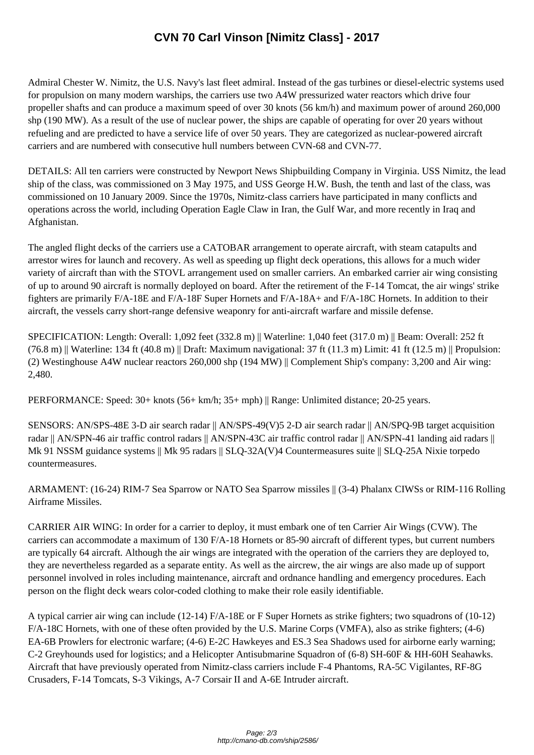# CVN 70 Carl Vinson [Nimitz Class] - 2017

Admiral Chester W. Nimitz, the U.S. Navy's last fleet admiral. Instead of the gas turbines or diesel-electric systems used for propulsion on many modern warships, the carriers use two A4W pressurized water reactors which drive four propeller shafts and can produce a maximum speed of over 30 knots (56 km/h) and maximum power of around 260,000 shp (190 MW). As a result of the use of nuclear power, the ships are capable of operating for over 20 years without refueling and are predicted to have a service life of over 50 years. They are categorized as nuclear-powered aircraft carriers and are numbered with consecutive hull numbers between CVN-68 and CVN-77.

DETAILS: All ten carriers were constructed by Newport News Shipbuilding Company in Virginia. USS Nimitz, the lead ship of the class, was commissioned on 3 May 1975, and USS George H.W. Bush, the tenth and last of the class, was commissioned on 10 January 2009. Since the 1970s, Nimitz-class carriers have participated in many conflicts and operations across the world, including Operation Eagle Claw in Iran, the Gulf War, and more recently in Iraq and Afghanistan.

The angled flight decks of the carriers use a CATOBAR arrangement to operate aircraft, with steam catapults and arrestor wires for launch and recovery. As well as speeding up flight deck operations, this allows for a much wider variety of aircraft than with the STOVL arrangement used on smaller carriers. An embarked carrier air wing consisting of up to around 90 aircraft is normally deployed on board. After the retirement of the F-14 Tomcat, the air wings' strike fighters are primarily F/A-18E and F/A-18F Super Hornets and F/A-18A+ and F/A-18C Hornets. In addition to their aircraft, the vessels carry short-range defensive weaponry for anti-aircraft warfare and missile defense.

SPECIFICATION: Length: Overall: 1,092 feet (332.8 m) || Waterline: 1,040 feet (317.0 m) || Beam: Overall: 252 ft (76.8 m) || Waterline: 134 ft (40.8 m) || Draft: Maximum navigational: 37 ft (11.3 m) Limit: 41 ft (12.5 m) || Propulsion: (2) Westinghouse A4W nuclear reactors 260,000 shp (194 MW) || Complement Ship's company: 3,200 and Air wing: 2,480.

PERFORMANCE: Speed: 30+ knots (56+ km/h; 35+ mph) || Range: Unlimited distance; 20-25 years.

SENSORS: AN/SPS-48E 3-D air search radar || AN/SPS-49(V)5 2-D air search radar || AN/SPQ-9B target acquisition radar || AN/SPN-46 air traffic control radars || AN/SPN-43C air traffic control radar || AN/SPN-41 landing aid radars || Mk 91 NSSM guidance systems || Mk 95 radars || SLQ-32A(V)4 Countermeasures suite || SLQ-25A Nixie torpedo countermeasures.

ARMAMENT: (16-24) RIM-7 Sea Sparrow or NATO Sea Sparrow missiles || (3-4) Phalanx CIWSs or RIM-116 Rolling Airframe Missiles.

CARRIER AIR WING: In order for a carrier to deploy, it must embark one of ten Carrier Air Wings (CVW). The carriers can accommodate a maximum of 130 F/A-18 Hornets or 85-90 aircraft of different types, but current numbers are typically 64 aircraft. Although the air wings are integrated with the operation of the carriers they are deployed to, they are nevertheless regarded as a separate entity. As well as the aircrew, the air wings are also made up of support personnel involved in roles including maintenance, aircraft and ordnance handling and emergency procedures. Each person on the flight deck wears color-coded clothing to make their role easily identifiable.

A typical carrier air wing can include (12-14) F/A-18E or F Super Hornets as strike fighters; two squadrons of (10-12) F/A-18C Hornets, with one of these often provided by the U.S. Marine Corps (VMFA), also as strike fighters; (4-6) EA-6B Prowlers for electronic warfare; (4-6) E-2C Hawkeyes and ES.3 Sea Shadows used for airborne early warning; C-2 Greyhounds used for logistics; and a Helicopter Antisubmarine Squadron of (6-8) SH-60F & HH-60H Seahawks. Aircraft that have previously operated from Nimitz-class carriers include F-4 Phantoms, RA-5C Vigilantes, RF-8G Crusaders, F-14 Tomcats, S-3 Vikings, A-7 Corsair II and A-6E Intruder aircraft.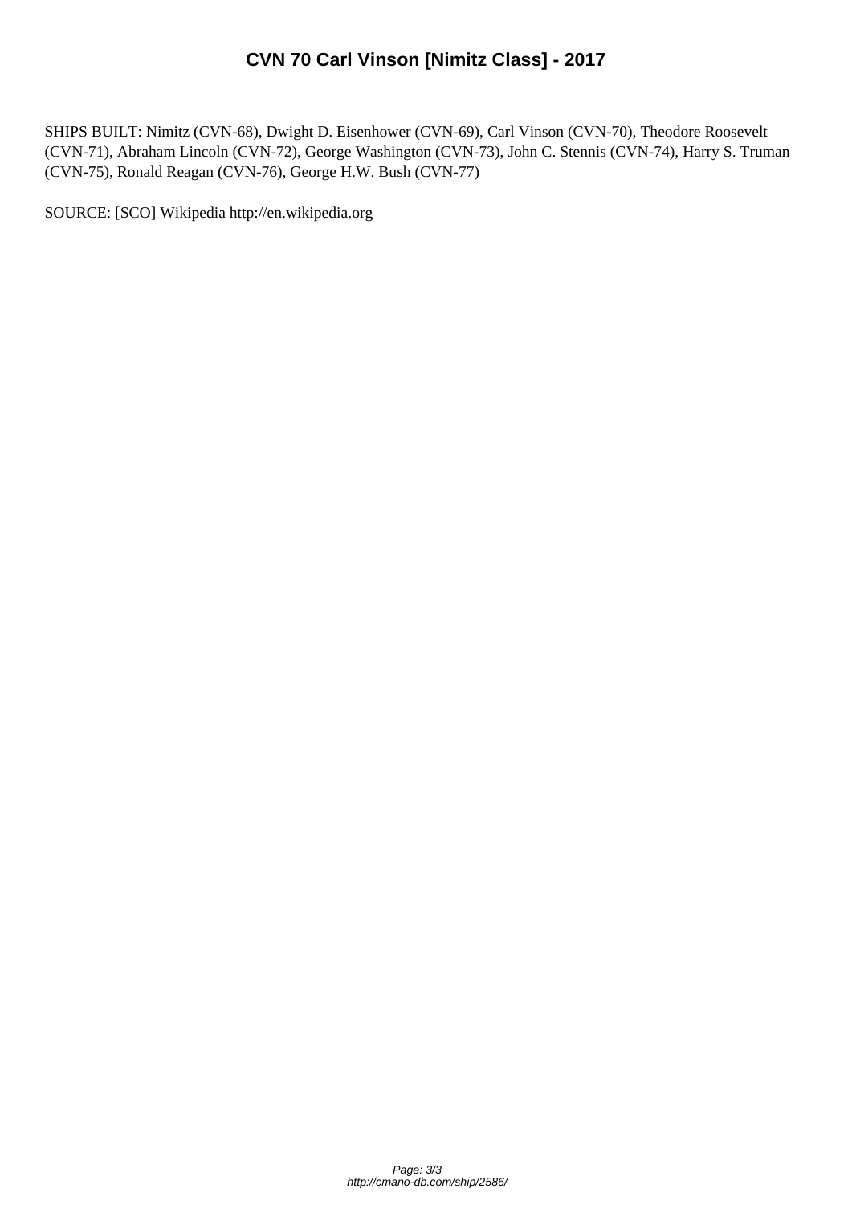SHIPS BUILT: Nimitz (CVN-68), Dwight D. Eisenhower (CVN-69), Carl Vinson (CVN-70), Theodore Roosevelt (CVN-71), Abraham Lincoln (CVN-72), George Washington (CVN-73), John C. Stennis (CVN-74), Harry S. Truman (CVN-75), Ronald Reagan (CVN-76), George H.W. Bush (CVN-77)

SOURCE: [SCO] Wikipedia http://en.wikipedia.org